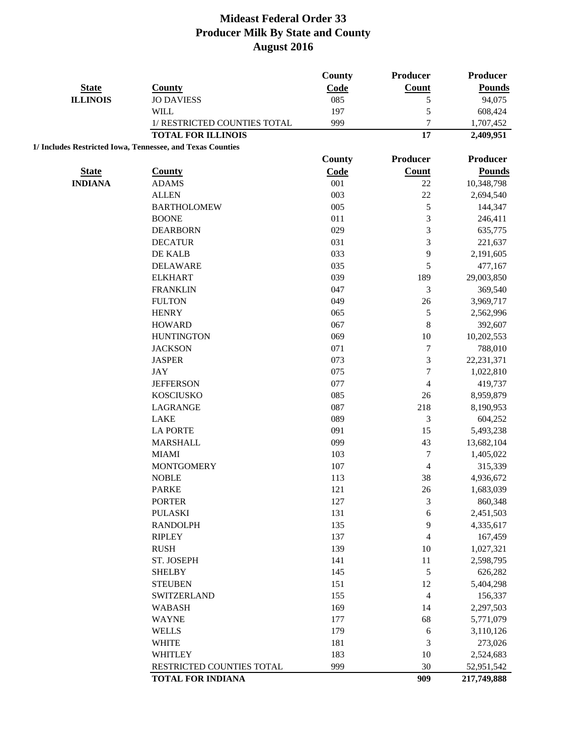# Mideast Federal Order 33
# Producer Milk By State and County
# August 2016

| State | County | County Code | Producer Count | Producer Pounds |
|---|---|---|---|---|
| **ILLINOIS** | JO DAVIESS | 085 | 5 | 94,075 |
| | WILL | 197 | 5 | 608,424 |
| | 1/ RESTRICTED COUNTIES TOTAL | 999 | 7 | 1,707,452 |
| | **TOTAL FOR ILLINOIS** | | **17** | **2,409,951** |

**1/ Includes Restricted Iowa, Tennessee, and Texas Counties**

| State | County | County Code | Producer Count | Producer Pounds |
|---|---|---|---|---|
| **INDIANA** | ADAMS | 001 | 22 | 10,348,798 |
| | ALLEN | 003 | 22 | 2,694,540 |
| | BARTHOLOMEW | 005 | 5 | 144,347 |
| | BOONE | 011 | 3 | 246,411 |
| | DEARBORN | 029 | 3 | 635,775 |
| | DECATUR | 031 | 3 | 221,637 |
| | DE KALB | 033 | 9 | 2,191,605 |
| | DELAWARE | 035 | 5 | 477,167 |
| | ELKHART | 039 | 189 | 29,003,850 |
| | FRANKLIN | 047 | 3 | 369,540 |
| | FULTON | 049 | 26 | 3,969,717 |
| | HENRY | 065 | 5 | 2,562,996 |
| | HOWARD | 067 | 8 | 392,607 |
| | HUNTINGTON | 069 | 10 | 10,202,553 |
| | JACKSON | 071 | 7 | 788,010 |
| | JASPER | 073 | 3 | 22,231,371 |
| | JAY | 075 | 7 | 1,022,810 |
| | JEFFERSON | 077 | 4 | 419,737 |
| | KOSCIUSKO | 085 | 26 | 8,959,879 |
| | LAGRANGE | 087 | 218 | 8,190,953 |
| | LAKE | 089 | 3 | 604,252 |
| | LA PORTE | 091 | 15 | 5,493,238 |
| | MARSHALL | 099 | 43 | 13,682,104 |
| | MIAMI | 103 | 7 | 1,405,022 |
| | MONTGOMERY | 107 | 4 | 315,339 |
| | NOBLE | 113 | 38 | 4,936,672 |
| | PARKE | 121 | 26 | 1,683,039 |
| | PORTER | 127 | 3 | 860,348 |
| | PULASKI | 131 | 6 | 2,451,503 |
| | RANDOLPH | 135 | 9 | 4,335,617 |
| | RIPLEY | 137 | 4 | 167,459 |
| | RUSH | 139 | 10 | 1,027,321 |
| | ST. JOSEPH | 141 | 11 | 2,598,795 |
| | SHELBY | 145 | 5 | 626,282 |
| | STEUBEN | 151 | 12 | 5,404,298 |
| | SWITZERLAND | 155 | 4 | 156,337 |
| | WABASH | 169 | 14 | 2,297,503 |
| | WAYNE | 177 | 68 | 5,771,079 |
| | WELLS | 179 | 6 | 3,110,126 |
| | WHITE | 181 | 3 | 273,026 |
| | WHITLEY | 183 | 10 | 2,524,683 |
| | RESTRICTED COUNTIES TOTAL | 999 | 30 | 52,951,542 |
| | **TOTAL FOR INDIANA** | | **909** | **217,749,888** |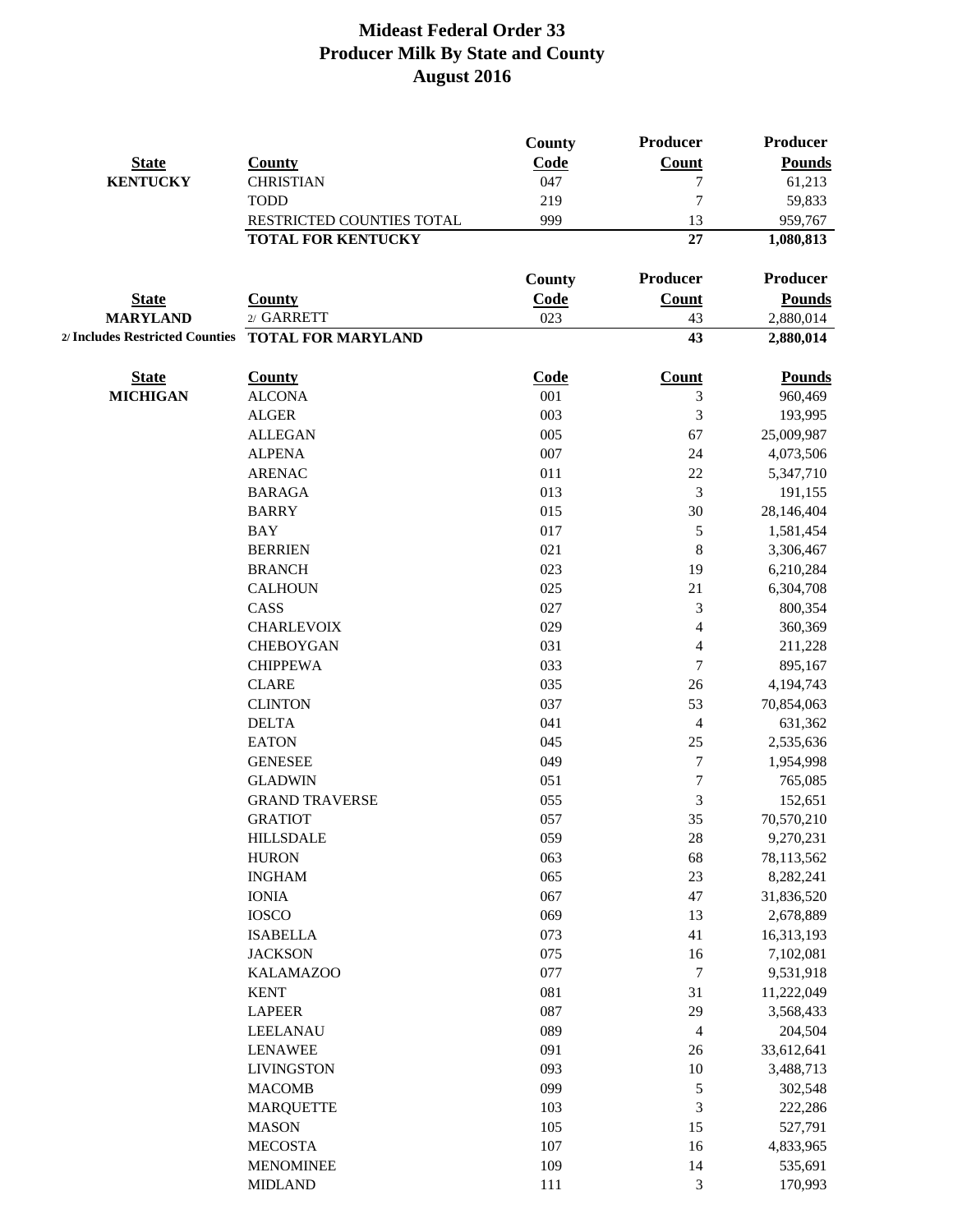# Mideast Federal Order 33
## Producer Milk By State and County
## August 2016

| State | County | County Code | Producer Count | Producer Pounds |
|---|---|---|---|---|
| **KENTUCKY** | CHRISTIAN | 047 | 7 | 61,213 |
| | TODD | 219 | 7 | 59,833 |
| | RESTRICTED COUNTIES TOTAL | 999 | 13 | 959,767 |
| | **TOTAL FOR KENTUCKY** | | **27** | **1,080,813** |

| State | County | County Code | Producer Count | Producer Pounds |
|---|---|---|---|---|
| **MARYLAND** | 2/ GARRETT | 023 | 43 | 2,880,014 |
| **2/ Includes Restricted Counties** | **TOTAL FOR MARYLAND** | | **43** | **2,880,014** |

| State | County | Code | Count | Pounds |
|---|---|---|---|---|
| **MICHIGAN** | ALCONA | 001 | 3 | 960,469 |
| | ALGER | 003 | 3 | 193,995 |
| | ALLEGAN | 005 | 67 | 25,009,987 |
| | ALPENA | 007 | 24 | 4,073,506 |
| | ARENAC | 011 | 22 | 5,347,710 |
| | BARAGA | 013 | 3 | 191,155 |
| | BARRY | 015 | 30 | 28,146,404 |
| | BAY | 017 | 5 | 1,581,454 |
| | BERRIEN | 021 | 8 | 3,306,467 |
| | BRANCH | 023 | 19 | 6,210,284 |
| | CALHOUN | 025 | 21 | 6,304,708 |
| | CASS | 027 | 3 | 800,354 |
| | CHARLEVOIX | 029 | 4 | 360,369 |
| | CHEBOYGAN | 031 | 4 | 211,228 |
| | CHIPPEWA | 033 | 7 | 895,167 |
| | CLARE | 035 | 26 | 4,194,743 |
| | CLINTON | 037 | 53 | 70,854,063 |
| | DELTA | 041 | 4 | 631,362 |
| | EATON | 045 | 25 | 2,535,636 |
| | GENESEE | 049 | 7 | 1,954,998 |
| | GLADWIN | 051 | 7 | 765,085 |
| | GRAND TRAVERSE | 055 | 3 | 152,651 |
| | GRATIOT | 057 | 35 | 70,570,210 |
| | HILLSDALE | 059 | 28 | 9,270,231 |
| | HURON | 063 | 68 | 78,113,562 |
| | INGHAM | 065 | 23 | 8,282,241 |
| | IONIA | 067 | 47 | 31,836,520 |
| | IOSCO | 069 | 13 | 2,678,889 |
| | ISABELLA | 073 | 41 | 16,313,193 |
| | JACKSON | 075 | 16 | 7,102,081 |
| | KALAMAZOO | 077 | 7 | 9,531,918 |
| | KENT | 081 | 31 | 11,222,049 |
| | LAPEER | 087 | 29 | 3,568,433 |
| | LEELANAU | 089 | 4 | 204,504 |
| | LENAWEE | 091 | 26 | 33,612,641 |
| | LIVINGSTON | 093 | 10 | 3,488,713 |
| | MACOMB | 099 | 5 | 302,548 |
| | MARQUETTE | 103 | 3 | 222,286 |
| | MASON | 105 | 15 | 527,791 |
| | MECOSTA | 107 | 16 | 4,833,965 |
| | MENOMINEE | 109 | 14 | 535,691 |
| | MIDLAND | 111 | 3 | 170,993 |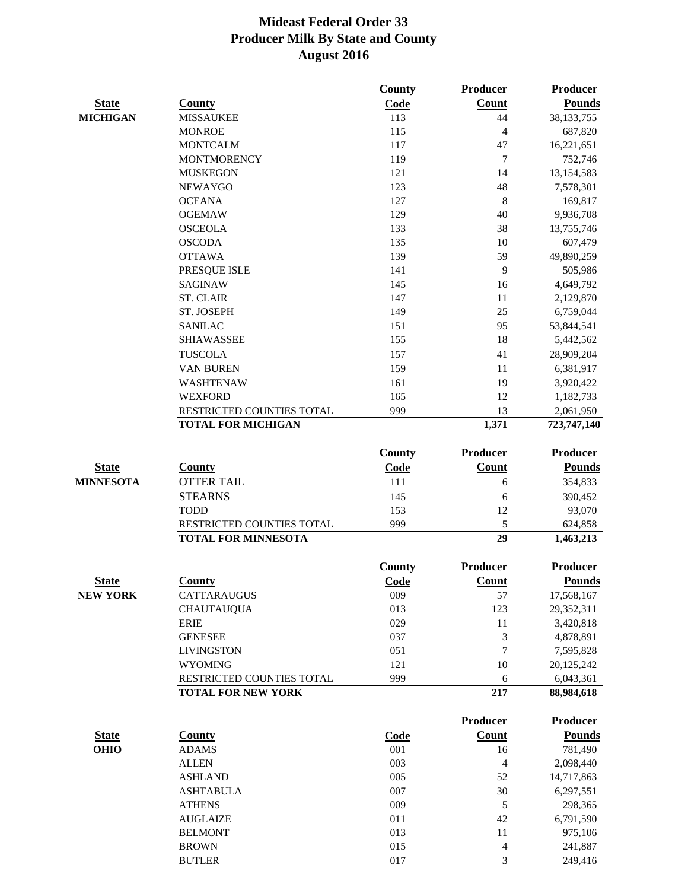# Mideast Federal Order 33
# Producer Milk By State and County
# August 2016

| State | County | County Code | Producer Count | Producer Pounds |
|---|---|---|---|---|
| MICHIGAN | MISSAUKEE | 113 | 44 | 38,133,755 |
| | MONROE | 115 | 4 | 687,820 |
| | MONTCALM | 117 | 47 | 16,221,651 |
| | MONTMORENCY | 119 | 7 | 752,746 |
| | MUSKEGON | 121 | 14 | 13,154,583 |
| | NEWAYGO | 123 | 48 | 7,578,301 |
| | OCEANA | 127 | 8 | 169,817 |
| | OGEMAW | 129 | 40 | 9,936,708 |
| | OSCEOLA | 133 | 38 | 13,755,746 |
| | OSCODA | 135 | 10 | 607,479 |
| | OTTAWA | 139 | 59 | 49,890,259 |
| | PRESQUE ISLE | 141 | 9 | 505,986 |
| | SAGINAW | 145 | 16 | 4,649,792 |
| | ST. CLAIR | 147 | 11 | 2,129,870 |
| | ST. JOSEPH | 149 | 25 | 6,759,044 |
| | SANILAC | 151 | 95 | 53,844,541 |
| | SHIAWASSEE | 155 | 18 | 5,442,562 |
| | TUSCOLA | 157 | 41 | 28,909,204 |
| | VAN BUREN | 159 | 11 | 6,381,917 |
| | WASHTENAW | 161 | 19 | 3,920,422 |
| | WEXFORD | 165 | 12 | 1,182,733 |
| | RESTRICTED COUNTIES TOTAL | 999 | 13 | 2,061,950 |
| | **TOTAL FOR MICHIGAN** | | **1,371** | **723,747,140** |

| State | County | County Code | Producer Count | Producer Pounds |
|---|---|---|---|---|
| MINNESOTA | OTTER TAIL | 111 | 6 | 354,833 |
| | STEARNS | 145 | 6 | 390,452 |
| | TODD | 153 | 12 | 93,070 |
| | RESTRICTED COUNTIES TOTAL | 999 | 5 | 624,858 |
| | **TOTAL FOR MINNESOTA** | | **29** | **1,463,213** |

| State | County | County Code | Producer Count | Producer Pounds |
|---|---|---|---|---|
| NEW YORK | CATTARAUGUS | 009 | 57 | 17,568,167 |
| | CHAUTAUQUA | 013 | 123 | 29,352,311 |
| | ERIE | 029 | 11 | 3,420,818 |
| | GENESEE | 037 | 3 | 4,878,891 |
| | LIVINGSTON | 051 | 7 | 7,595,828 |
| | WYOMING | 121 | 10 | 20,125,242 |
| | RESTRICTED COUNTIES TOTAL | 999 | 6 | 6,043,361 |
| | **TOTAL FOR NEW YORK** | | **217** | **88,984,618** |

| State | County | Code | Producer Count | Producer Pounds |
|---|---|---|---|---|
| OHIO | ADAMS | 001 | 16 | 781,490 |
| | ALLEN | 003 | 4 | 2,098,440 |
| | ASHLAND | 005 | 52 | 14,717,863 |
| | ASHTABULA | 007 | 30 | 6,297,551 |
| | ATHENS | 009 | 5 | 298,365 |
| | AUGLAIZE | 011 | 42 | 6,791,590 |
| | BELMONT | 013 | 11 | 975,106 |
| | BROWN | 015 | 4 | 241,887 |
| | BUTLER | 017 | 3 | 249,416 |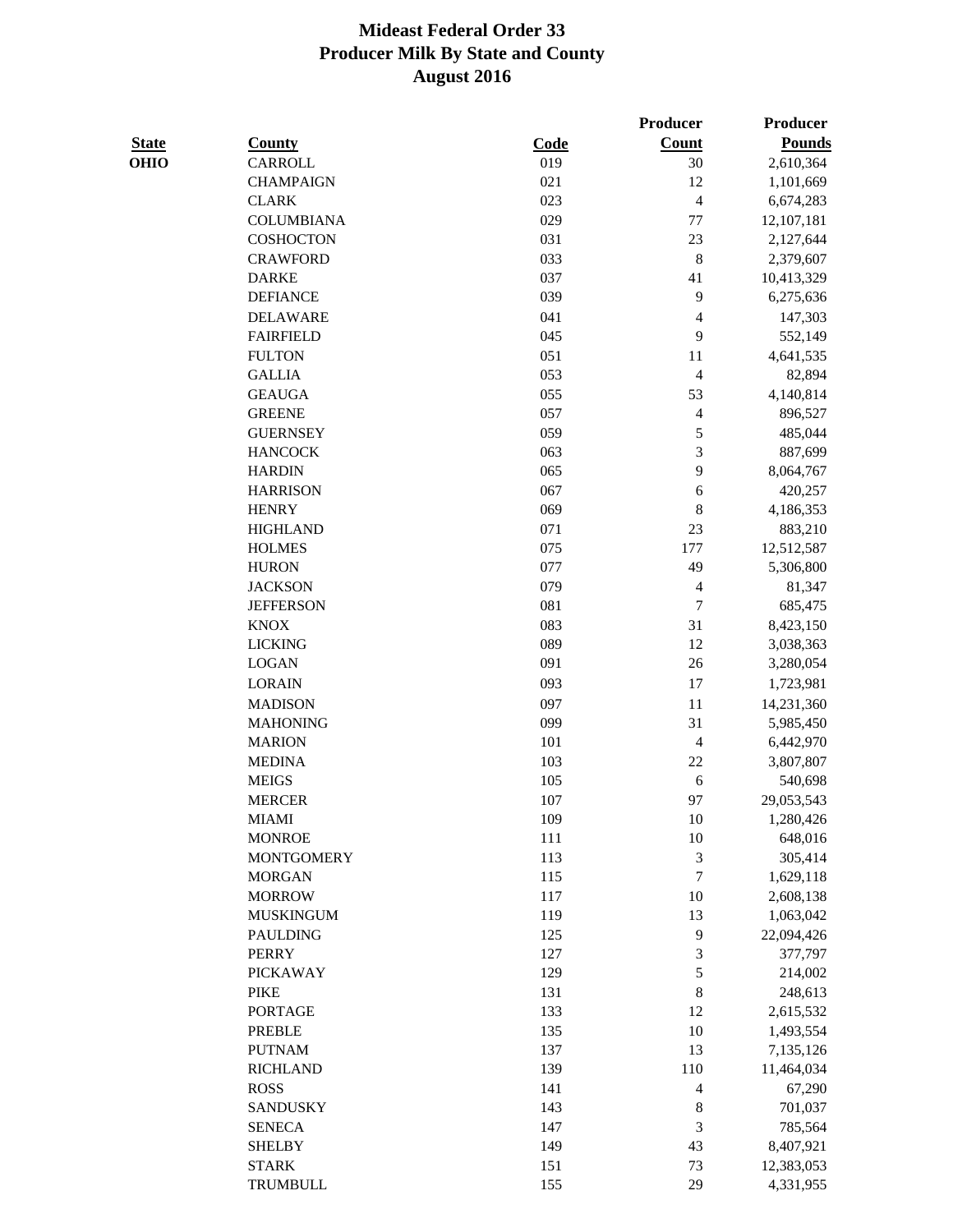# Mideast Federal Order 33
## Producer Milk By State and County
## August 2016

| State | County | Code | Producer Count | Producer Pounds |
|---|---|---|---|---|
| OHIO | CARROLL | 019 | 30 | 2,610,364 |
| | CHAMPAIGN | 021 | 12 | 1,101,669 |
| | CLARK | 023 | 4 | 6,674,283 |
| | COLUMBIANA | 029 | 77 | 12,107,181 |
| | COSHOCTON | 031 | 23 | 2,127,644 |
| | CRAWFORD | 033 | 8 | 2,379,607 |
| | DARKE | 037 | 41 | 10,413,329 |
| | DEFIANCE | 039 | 9 | 6,275,636 |
| | DELAWARE | 041 | 4 | 147,303 |
| | FAIRFIELD | 045 | 9 | 552,149 |
| | FULTON | 051 | 11 | 4,641,535 |
| | GALLIA | 053 | 4 | 82,894 |
| | GEAUGA | 055 | 53 | 4,140,814 |
| | GREENE | 057 | 4 | 896,527 |
| | GUERNSEY | 059 | 5 | 485,044 |
| | HANCOCK | 063 | 3 | 887,699 |
| | HARDIN | 065 | 9 | 8,064,767 |
| | HARRISON | 067 | 6 | 420,257 |
| | HENRY | 069 | 8 | 4,186,353 |
| | HIGHLAND | 071 | 23 | 883,210 |
| | HOLMES | 075 | 177 | 12,512,587 |
| | HURON | 077 | 49 | 5,306,800 |
| | JACKSON | 079 | 4 | 81,347 |
| | JEFFERSON | 081 | 7 | 685,475 |
| | KNOX | 083 | 31 | 8,423,150 |
| | LICKING | 089 | 12 | 3,038,363 |
| | LOGAN | 091 | 26 | 3,280,054 |
| | LORAIN | 093 | 17 | 1,723,981 |
| | MADISON | 097 | 11 | 14,231,360 |
| | MAHONING | 099 | 31 | 5,985,450 |
| | MARION | 101 | 4 | 6,442,970 |
| | MEDINA | 103 | 22 | 3,807,807 |
| | MEIGS | 105 | 6 | 540,698 |
| | MERCER | 107 | 97 | 29,053,543 |
| | MIAMI | 109 | 10 | 1,280,426 |
| | MONROE | 111 | 10 | 648,016 |
| | MONTGOMERY | 113 | 3 | 305,414 |
| | MORGAN | 115 | 7 | 1,629,118 |
| | MORROW | 117 | 10 | 2,608,138 |
| | MUSKINGUM | 119 | 13 | 1,063,042 |
| | PAULDING | 125 | 9 | 22,094,426 |
| | PERRY | 127 | 3 | 377,797 |
| | PICKAWAY | 129 | 5 | 214,002 |
| | PIKE | 131 | 8 | 248,613 |
| | PORTAGE | 133 | 12 | 2,615,532 |
| | PREBLE | 135 | 10 | 1,493,554 |
| | PUTNAM | 137 | 13 | 7,135,126 |
| | RICHLAND | 139 | 110 | 11,464,034 |
| | ROSS | 141 | 4 | 67,290 |
| | SANDUSKY | 143 | 8 | 701,037 |
| | SENECA | 147 | 3 | 785,564 |
| | SHELBY | 149 | 43 | 8,407,921 |
| | STARK | 151 | 73 | 12,383,053 |
| | TRUMBULL | 155 | 29 | 4,331,955 |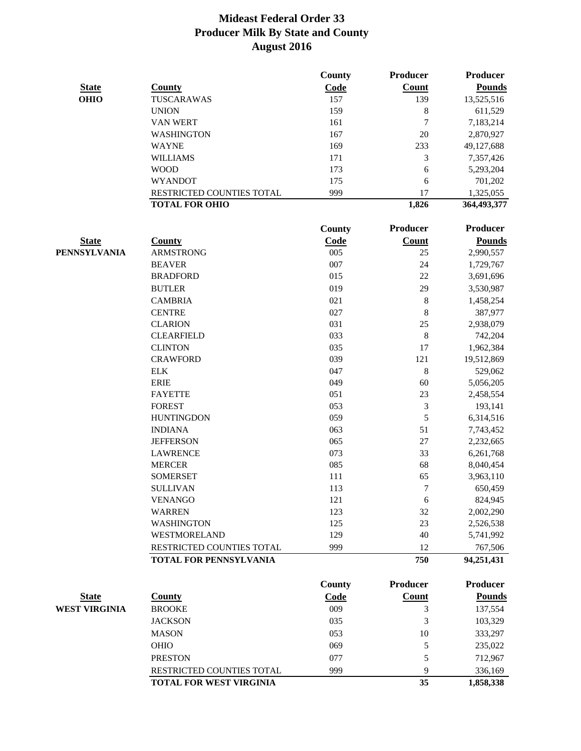# Mideast Federal Order 33
## Producer Milk By State and County
## August 2016

| State | County | County Code | Producer Count | Producer Pounds |
|---|---|---|---|---|
| **OHIO** | TUSCARAWAS | 157 | 139 | 13,525,516 |
| | UNION | 159 | 8 | 611,529 |
| | VAN WERT | 161 | 7 | 7,183,214 |
| | WASHINGTON | 167 | 20 | 2,870,927 |
| | WAYNE | 169 | 233 | 49,127,688 |
| | WILLIAMS | 171 | 3 | 7,357,426 |
| | WOOD | 173 | 6 | 5,293,204 |
| | WYANDOT | 175 | 6 | 701,202 |
| | RESTRICTED COUNTIES TOTAL | 999 | 17 | 1,325,055 |
| | **TOTAL FOR OHIO** | | **1,826** | **364,493,377** |

| State | County | County Code | Producer Count | Producer Pounds |
|---|---|---|---|---|
| **PENNSYLVANIA** | ARMSTRONG | 005 | 25 | 2,990,557 |
| | BEAVER | 007 | 24 | 1,729,767 |
| | BRADFORD | 015 | 22 | 3,691,696 |
| | BUTLER | 019 | 29 | 3,530,987 |
| | CAMBRIA | 021 | 8 | 1,458,254 |
| | CENTRE | 027 | 8 | 387,977 |
| | CLARION | 031 | 25 | 2,938,079 |
| | CLEARFIELD | 033 | 8 | 742,204 |
| | CLINTON | 035 | 17 | 1,962,384 |
| | CRAWFORD | 039 | 121 | 19,512,869 |
| | ELK | 047 | 8 | 529,062 |
| | ERIE | 049 | 60 | 5,056,205 |
| | FAYETTE | 051 | 23 | 2,458,554 |
| | FOREST | 053 | 3 | 193,141 |
| | HUNTINGDON | 059 | 5 | 6,314,516 |
| | INDIANA | 063 | 51 | 7,743,452 |
| | JEFFERSON | 065 | 27 | 2,232,665 |
| | LAWRENCE | 073 | 33 | 6,261,768 |
| | MERCER | 085 | 68 | 8,040,454 |
| | SOMERSET | 111 | 65 | 3,963,110 |
| | SULLIVAN | 113 | 7 | 650,459 |
| | VENANGO | 121 | 6 | 824,945 |
| | WARREN | 123 | 32 | 2,002,290 |
| | WASHINGTON | 125 | 23 | 2,526,538 |
| | WESTMORELAND | 129 | 40 | 5,741,992 |
| | RESTRICTED COUNTIES TOTAL | 999 | 12 | 767,506 |
| | **TOTAL FOR PENNSYLVANIA** | | **750** | **94,251,431** |

| State | County | County Code | Producer Count | Producer Pounds |
|---|---|---|---|---|
| **WEST VIRGINIA** | BROOKE | 009 | 3 | 137,554 |
| | JACKSON | 035 | 3 | 103,329 |
| | MASON | 053 | 10 | 333,297 |
| | OHIO | 069 | 5 | 235,022 |
| | PRESTON | 077 | 5 | 712,967 |
| | RESTRICTED COUNTIES TOTAL | 999 | 9 | 336,169 |
| | **TOTAL FOR WEST VIRGINIA** | | **35** | **1,858,338** |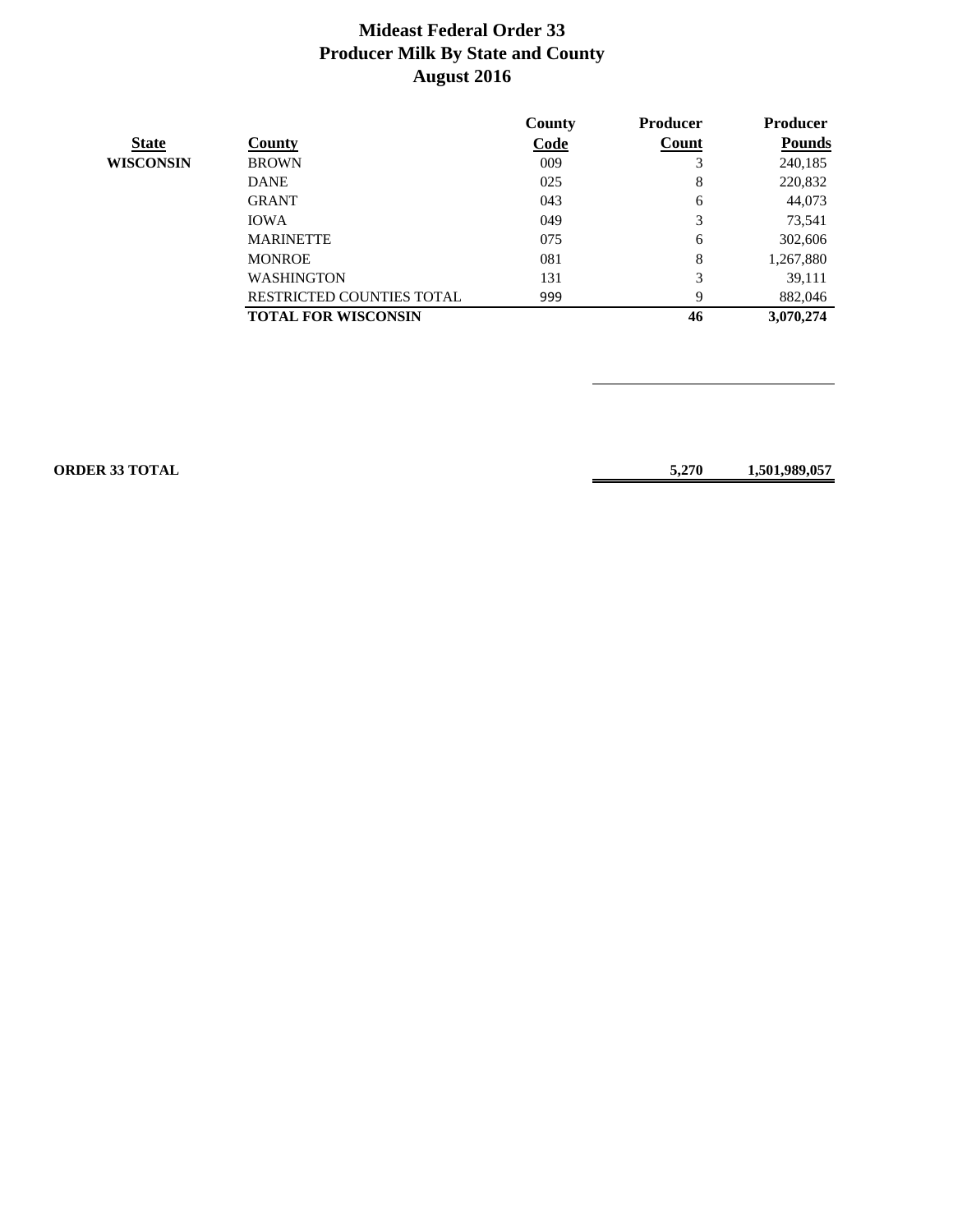# Mideast Federal Order 33
## Producer Milk By State and County
## August 2016

| State | County | County Code | Producer Count | Producer Pounds |
|---|---|---|---|---|
| WISCONSIN | BROWN | 009 | 3 | 240,185 |
| | DANE | 025 | 8 | 220,832 |
| | GRANT | 043 | 6 | 44,073 |
| | IOWA | 049 | 3 | 73,541 |
| | MARINETTE | 075 | 6 | 302,606 |
| | MONROE | 081 | 8 | 1,267,880 |
| | WASHINGTON | 131 | 3 | 39,111 |
| | RESTRICTED COUNTIES TOTAL | 999 | 9 | 882,046 |
| | **TOTAL FOR WISCONSIN** | | **46** | **3,070,274** |
| **ORDER 33 TOTAL** | | | **5,270** | **1,501,989,057** |